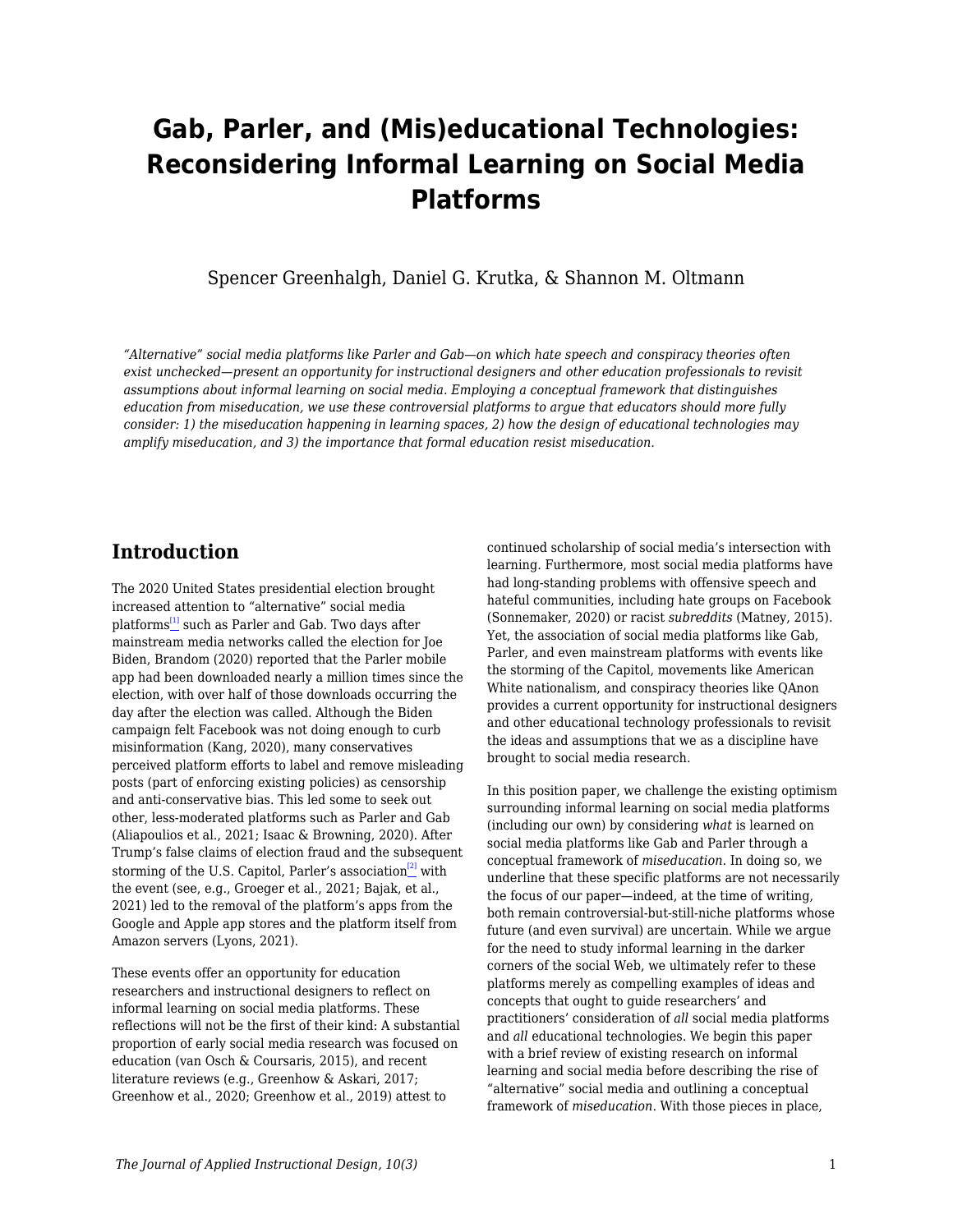# Gab, Parler, and (Mis)educational Technologies: Reconsidering Informal Learning on Social Media Platforms

Spencer Greenhalgh, Daniel G. Krutka, & Shannon M. Oltmann

*"Alternative" social media platforms like Parler and Gab—on which hate speech and conspiracy theories often exist unchecked—present an opportunity for instructional designers and other education professionals to revisit assumptions about informal learning on social media. Employing a conceptual framework that distinguishes education from miseducation, we use these controversial platforms to argue that educators should more fully consider: 1) the miseducation happening in learning spaces, 2) how the design of educational technologies may amplify miseducation, and 3) the importance that formal education resist miseducation.*

## Introduction

The 2020 United States presidential election brought increased attention to "alternative" social media platforms[1] such as Parler and Gab. Two days after mainstream media networks called the election for Joe Biden, Brandom (2020) reported that the Parler mobile app had been downloaded nearly a million times since the election, with over half of those downloads occurring the day after the election was called. Although the Biden campaign felt Facebook was not doing enough to curb misinformation (Kang, 2020), many conservatives perceived platform efforts to label and remove misleading posts (part of enforcing existing policies) as censorship and anti-conservative bias. This led some to seek out other, less-moderated platforms such as Parler and Gab (Aliapoulios et al., 2021; Isaac & Browning, 2020). After Trump's false claims of election fraud and the subsequent storming of the U.S. Capitol, Parler's association[2] with the event (see, e.g., Groeger et al., 2021; Bajak, et al., 2021) led to the removal of the platform's apps from the Google and Apple app stores and the platform itself from Amazon servers (Lyons, 2021).

These events offer an opportunity for education researchers and instructional designers to reflect on informal learning on social media platforms. These reflections will not be the first of their kind: A substantial proportion of early social media research was focused on education (van Osch & Coursaris, 2015), and recent literature reviews (e.g., Greenhow & Askari, 2017; Greenhow et al., 2020; Greenhow et al., 2019) attest to continued scholarship of social media's intersection with learning. Furthermore, most social media platforms have had long-standing problems with offensive speech and hateful communities, including hate groups on Facebook (Sonnemaker, 2020) or racist *subreddits* (Matney, 2015). Yet, the association of social media platforms like Gab, Parler, and even mainstream platforms with events like the storming of the Capitol, movements like American White nationalism, and conspiracy theories like QAnon provides a current opportunity for instructional designers and other educational technology professionals to revisit the ideas and assumptions that we as a discipline have brought to social media research.

In this position paper, we challenge the existing optimism surrounding informal learning on social media platforms (including our own) by considering *what* is learned on social media platforms like Gab and Parler through a conceptual framework of *miseducation*. In doing so, we underline that these specific platforms are not necessarily the focus of our paper—indeed, at the time of writing, both remain controversial-but-still-niche platforms whose future (and even survival) are uncertain. While we argue for the need to study informal learning in the darker corners of the social Web, we ultimately refer to these platforms merely as compelling examples of ideas and concepts that ought to guide researchers' and practitioners' consideration of *all* social media platforms and *all* educational technologies. We begin this paper with a brief review of existing research on informal learning and social media before describing the rise of "alternative" social media and outlining a conceptual framework of *miseducation*. With those pieces in place,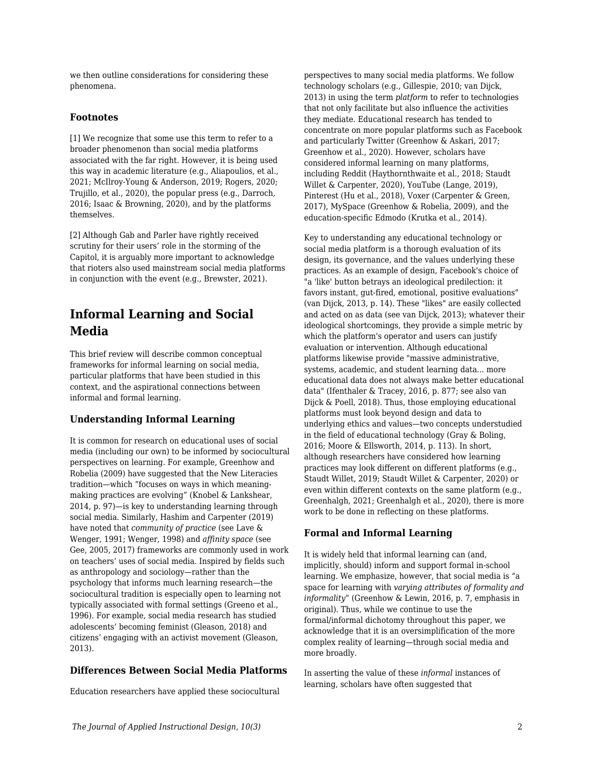we then outline considerations for considering these phenomena.

### Footnotes

[1] We recognize that some use this term to refer to a broader phenomenon than social media platforms associated with the far right. However, it is being used this way in academic literature (e.g., Aliapoulios, et al., 2021; McIlroy-Young & Anderson, 2019; Rogers, 2020; Trujillo, et al., 2020), the popular press (e.g., Darroch, 2016; Isaac & Browning, 2020), and by the platforms themselves.

[2] Although Gab and Parler have rightly received scrutiny for their users' role in the storming of the Capitol, it is arguably more important to acknowledge that rioters also used mainstream social media platforms in conjunction with the event (e.g., Brewster, 2021).

## Informal Learning and Social Media

This brief review will describe common conceptual frameworks for informal learning on social media, particular platforms that have been studied in this context, and the aspirational connections between informal and formal learning.

### Understanding Informal Learning

It is common for research on educational uses of social media (including our own) to be informed by sociocultural perspectives on learning. For example, Greenhow and Robelia (2009) have suggested that the New Literacies tradition—which "focuses on ways in which meaning-making practices are evolving" (Knobel & Lankshear, 2014, p. 97)—is key to understanding learning through social media. Similarly, Hashim and Carpenter (2019) have noted that *community of practice* (see Lave & Wenger, 1991; Wenger, 1998) and *affinity space* (see Gee, 2005, 2017) frameworks are commonly used in work on teachers' uses of social media. Inspired by fields such as anthropology and sociology—rather than the psychology that informs much learning research—the sociocultural tradition is especially open to learning not typically associated with formal settings (Greeno et al., 1996). For example, social media research has studied adolescents' becoming feminist (Gleason, 2018) and citizens' engaging with an activist movement (Gleason, 2013).

### Differences Between Social Media Platforms

Education researchers have applied these sociocultural perspectives to many social media platforms. We follow technology scholars (e.g., Gillespie, 2010; van Dijck, 2013) in using the term *platform* to refer to technologies that not only facilitate but also influence the activities they mediate. Educational research has tended to concentrate on more popular platforms such as Facebook and particularly Twitter (Greenhow & Askari, 2017; Greenhow et al., 2020). However, scholars have considered informal learning on many platforms, including Reddit (Haythornthwaite et al., 2018; Staudt Willet & Carpenter, 2020), YouTube (Lange, 2019), Pinterest (Hu et al., 2018), Voxer (Carpenter & Green, 2017), MySpace (Greenhow & Robelia, 2009), and the education-specific Edmodo (Krutka et al., 2014).

Key to understanding any educational technology or social media platform is a thorough evaluation of its design, its governance, and the values underlying these practices. As an example of design, Facebook's choice of "a 'like' button betrays an ideological predilection: it favors instant, gut-fired, emotional, positive evaluations" (van Dijck, 2013, p. 14). These "likes" are easily collected and acted on as data (see van Dijck, 2013); whatever their ideological shortcomings, they provide a simple metric by which the platform's operator and users can justify evaluation or intervention. Although educational platforms likewise provide "massive administrative, systems, academic, and student learning data... more educational data does not always make better educational data" (Ifenthaler & Tracey, 2016, p. 877; see also van Dijck & Poell, 2018). Thus, those employing educational platforms must look beyond design and data to underlying ethics and values—two concepts understudied in the field of educational technology (Gray & Boling, 2016; Moore & Ellsworth, 2014, p. 113). In short, although researchers have considered how learning practices may look different on different platforms (e.g., Staudt Willet, 2019; Staudt Willet & Carpenter, 2020) or even within different contexts on the same platform (e.g., Greenhalgh, 2021; Greenhalgh et al., 2020), there is more work to be done in reflecting on these platforms.

### Formal and Informal Learning

It is widely held that informal learning can (and, implicitly, should) inform and support formal in-school learning. We emphasize, however, that social media is "a space for learning with *varying attributes of formality and informality*" (Greenhow & Lewin, 2016, p. 7, emphasis in original). Thus, while we continue to use the formal/informal dichotomy throughout this paper, we acknowledge that it is an oversimplification of the more complex reality of learning—through social media and more broadly.

In asserting the value of these *informal* instances of learning, scholars have often suggested that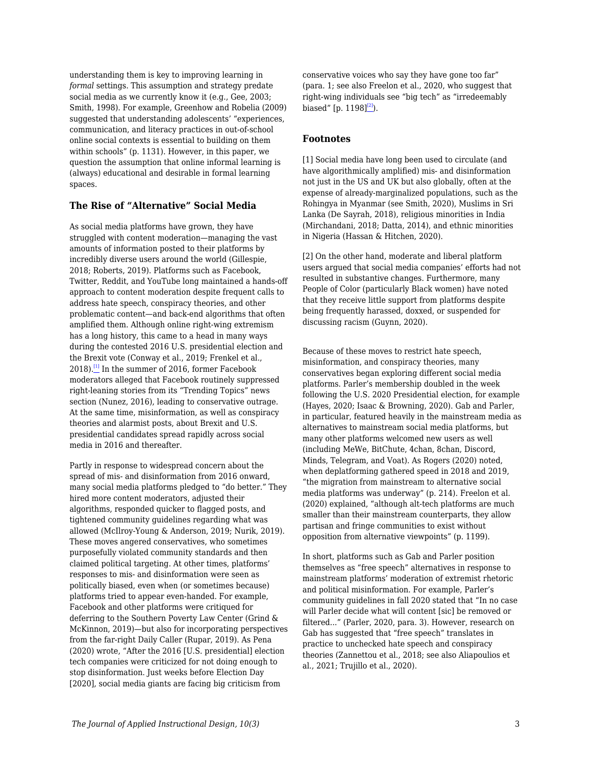understanding them is key to improving learning in *formal* settings. This assumption and strategy predate social media as we currently know it (e.g., Gee, 2003; Smith, 1998). For example, Greenhow and Robelia (2009) suggested that understanding adolescents' "experiences, communication, and literacy practices in out-of-school online social contexts is essential to building on them within schools" (p. 1131). However, in this paper, we question the assumption that online informal learning is (always) educational and desirable in formal learning spaces.

### The Rise of "Alternative" Social Media

As social media platforms have grown, they have struggled with content moderation—managing the vast amounts of information posted to their platforms by incredibly diverse users around the world (Gillespie, 2018; Roberts, 2019). Platforms such as Facebook, Twitter, Reddit, and YouTube long maintained a hands-off approach to content moderation despite frequent calls to address hate speech, conspiracy theories, and other problematic content—and back-end algorithms that often amplified them. Although online right-wing extremism has a long history, this came to a head in many ways during the contested 2016 U.S. presidential election and the Brexit vote (Conway et al., 2019; Frenkel et al., 2018).[1] In the summer of 2016, former Facebook moderators alleged that Facebook routinely suppressed right-leaning stories from its "Trending Topics" news section (Nunez, 2016), leading to conservative outrage. At the same time, misinformation, as well as conspiracy theories and alarmist posts, about Brexit and U.S. presidential candidates spread rapidly across social media in 2016 and thereafter.

Partly in response to widespread concern about the spread of mis- and disinformation from 2016 onward, many social media platforms pledged to "do better." They hired more content moderators, adjusted their algorithms, responded quicker to flagged posts, and tightened community guidelines regarding what was allowed (McIlroy-Young & Anderson, 2019; Nurik, 2019). These moves angered conservatives, who sometimes purposefully violated community standards and then claimed political targeting. At other times, platforms' responses to mis- and disinformation were seen as politically biased, even when (or sometimes because) platforms tried to appear even-handed. For example, Facebook and other platforms were critiqued for deferring to the Southern Poverty Law Center (Grind & McKinnon, 2019)—but also for incorporating perspectives from the far-right Daily Caller (Rupar, 2019). As Pena (2020) wrote, "After the 2016 [U.S. presidential] election tech companies were criticized for not doing enough to stop disinformation. Just weeks before Election Day [2020], social media giants are facing big criticism from conservative voices who say they have gone too far" (para. 1; see also Freelon et al., 2020, who suggest that right-wing individuals see "big tech" as "irredeemably biased" [p. 1198][2]).

Because of these moves to restrict hate speech, misinformation, and conspiracy theories, many conservatives began exploring different social media platforms. Parler's membership doubled in the week following the U.S. 2020 Presidential election, for example (Hayes, 2020; Isaac & Browning, 2020). Gab and Parler, in particular, featured heavily in the mainstream media as alternatives to mainstream social media platforms, but many other platforms welcomed new users as well (including MeWe, BitChute, 4chan, 8chan, Discord, Minds, Telegram, and Voat). As Rogers (2020) noted, when deplatforming gathered speed in 2018 and 2019, "the migration from mainstream to alternative social media platforms was underway" (p. 214). Freelon et al. (2020) explained, "although alt-tech platforms are much smaller than their mainstream counterparts, they allow partisan and fringe communities to exist without opposition from alternative viewpoints" (p. 1199).

In short, platforms such as Gab and Parler position themselves as "free speech" alternatives in response to mainstream platforms' moderation of extremist rhetoric and political misinformation. For example, Parler's community guidelines in fall 2020 stated that "In no case will Parler decide what will content [sic] be removed or filtered…" (Parler, 2020, para. 3). However, research on Gab has suggested that "free speech" translates in practice to unchecked hate speech and conspiracy theories (Zannettou et al., 2018; see also Aliapoulios et al., 2021; Trujillo et al., 2020).

#### Footnotes

[1] Social media have long been used to circulate (and have algorithmically amplified) mis- and disinformation not just in the US and UK but also globally, often at the expense of already-marginalized populations, such as the Rohingya in Myanmar (see Smith, 2020), Muslims in Sri Lanka (De Sayrah, 2018), religious minorities in India (Mirchandani, 2018; Datta, 2014), and ethnic minorities in Nigeria (Hassan & Hitchen, 2020).

[2] On the other hand, moderate and liberal platform users argued that social media companies' efforts had not resulted in substantive changes. Furthermore, many People of Color (particularly Black women) have noted that they receive little support from platforms despite being frequently harassed, doxxed, or suspended for discussing racism (Guynn, 2020).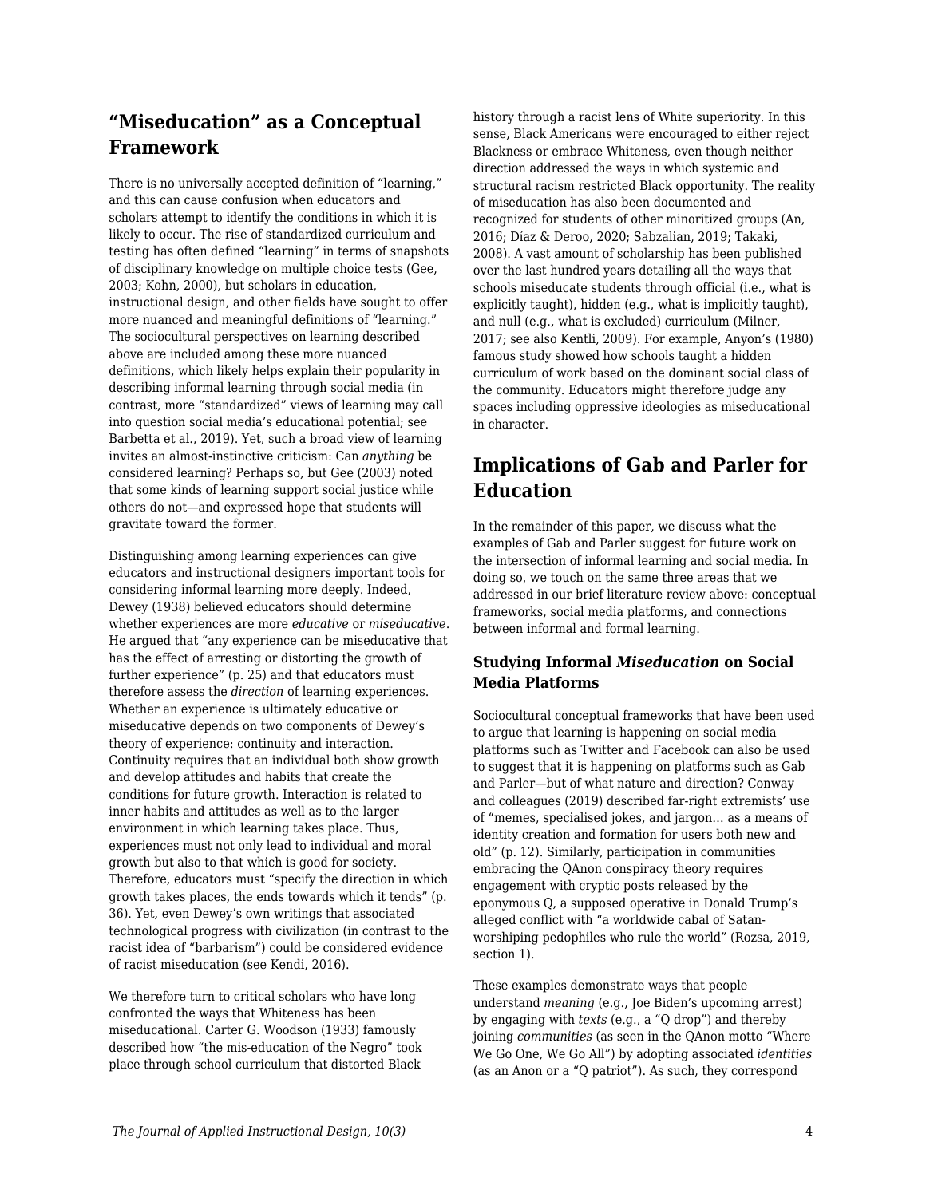## "Miseducation" as a Conceptual Framework

There is no universally accepted definition of "learning," and this can cause confusion when educators and scholars attempt to identify the conditions in which it is likely to occur. The rise of standardized curriculum and testing has often defined "learning" in terms of snapshots of disciplinary knowledge on multiple choice tests (Gee, 2003; Kohn, 2000), but scholars in education, instructional design, and other fields have sought to offer more nuanced and meaningful definitions of "learning." The sociocultural perspectives on learning described above are included among these more nuanced definitions, which likely helps explain their popularity in describing informal learning through social media (in contrast, more "standardized" views of learning may call into question social media's educational potential; see Barbetta et al., 2019). Yet, such a broad view of learning invites an almost-instinctive criticism: Can *anything* be considered learning? Perhaps so, but Gee (2003) noted that some kinds of learning support social justice while others do not—and expressed hope that students will gravitate toward the former.

Distinguishing among learning experiences can give educators and instructional designers important tools for considering informal learning more deeply. Indeed, Dewey (1938) believed educators should determine whether experiences are more *educative* or *miseducative*. He argued that "any experience can be miseducative that has the effect of arresting or distorting the growth of further experience" (p. 25) and that educators must therefore assess the *direction* of learning experiences. Whether an experience is ultimately educative or miseducative depends on two components of Dewey's theory of experience: continuity and interaction. Continuity requires that an individual both show growth and develop attitudes and habits that create the conditions for future growth. Interaction is related to inner habits and attitudes as well as to the larger environment in which learning takes place. Thus, experiences must not only lead to individual and moral growth but also to that which is good for society. Therefore, educators must "specify the direction in which growth takes places, the ends towards which it tends" (p. 36). Yet, even Dewey's own writings that associated technological progress with civilization (in contrast to the racist idea of "barbarism") could be considered evidence of racist miseducation (see Kendi, 2016).

We therefore turn to critical scholars who have long confronted the ways that Whiteness has been miseducational. Carter G. Woodson (1933) famously described how "the mis-education of the Negro" took place through school curriculum that distorted Black history through a racist lens of White superiority. In this sense, Black Americans were encouraged to either reject Blackness or embrace Whiteness, even though neither direction addressed the ways in which systemic and structural racism restricted Black opportunity. The reality of miseducation has also been documented and recognized for students of other minoritized groups (An, 2016; Díaz & Deroo, 2020; Sabzalian, 2019; Takaki, 2008). A vast amount of scholarship has been published over the last hundred years detailing all the ways that schools miseducate students through official (i.e., what is explicitly taught), hidden (e.g., what is implicitly taught), and null (e.g., what is excluded) curriculum (Milner, 2017; see also Kentli, 2009). For example, Anyon's (1980) famous study showed how schools taught a hidden curriculum of work based on the dominant social class of the community. Educators might therefore judge any spaces including oppressive ideologies as miseducational in character.

## Implications of Gab and Parler for Education

In the remainder of this paper, we discuss what the examples of Gab and Parler suggest for future work on the intersection of informal learning and social media. In doing so, we touch on the same three areas that we addressed in our brief literature review above: conceptual frameworks, social media platforms, and connections between informal and formal learning.

### Studying Informal *Miseducation* on Social Media Platforms

Sociocultural conceptual frameworks that have been used to argue that learning is happening on social media platforms such as Twitter and Facebook can also be used to suggest that it is happening on platforms such as Gab and Parler—but of what nature and direction? Conway and colleagues (2019) described far-right extremists' use of "memes, specialised jokes, and jargon… as a means of identity creation and formation for users both new and old" (p. 12). Similarly, participation in communities embracing the QAnon conspiracy theory requires engagement with cryptic posts released by the eponymous Q, a supposed operative in Donald Trump's alleged conflict with "a worldwide cabal of Satan-worshiping pedophiles who rule the world" (Rozsa, 2019, section 1).

These examples demonstrate ways that people understand *meaning* (e.g., Joe Biden's upcoming arrest) by engaging with *texts* (e.g., a "Q drop") and thereby joining *communities* (as seen in the QAnon motto "Where We Go One, We Go All") by adopting associated *identities* (as an Anon or a "Q patriot"). As such, they correspond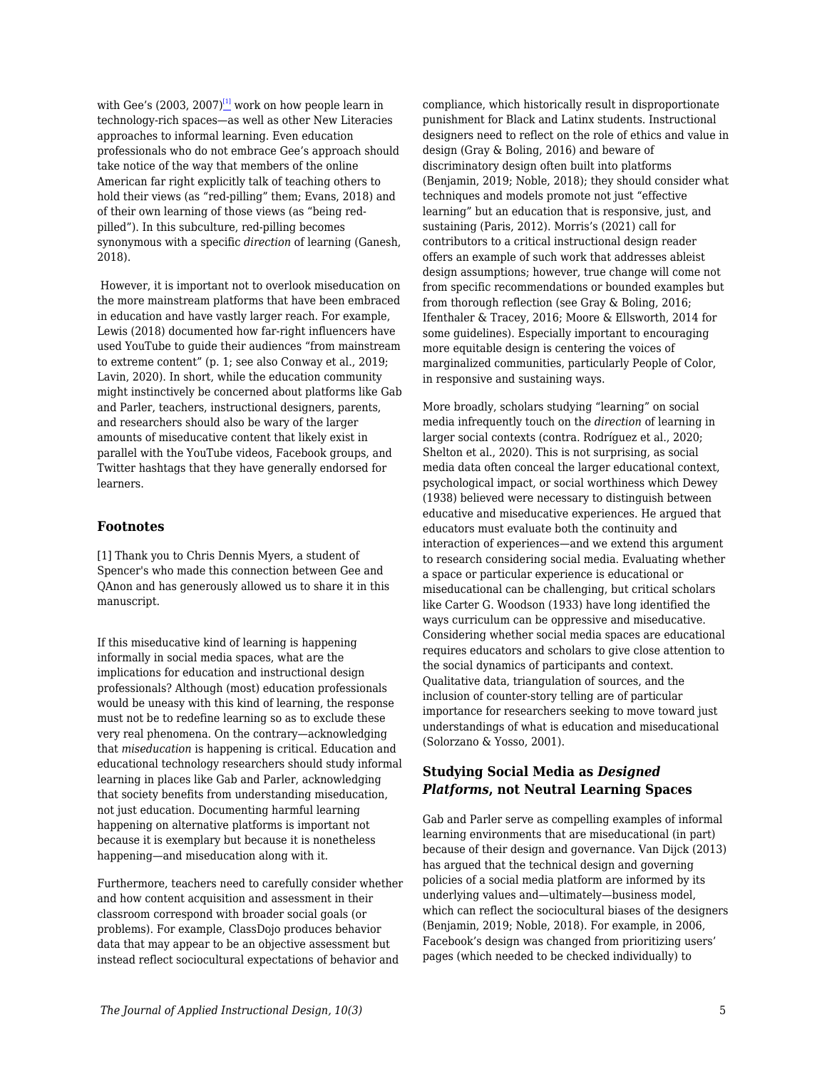with Gee's (2003, 2007)[1] work on how people learn in technology-rich spaces—as well as other New Literacies approaches to informal learning. Even education professionals who do not embrace Gee's approach should take notice of the way that members of the online American far right explicitly talk of teaching others to hold their views (as "red-pilling" them; Evans, 2018) and of their own learning of those views (as "being red-pilled"). In this subculture, red-pilling becomes synonymous with a specific *direction* of learning (Ganesh, 2018).

However, it is important not to overlook miseducation on the more mainstream platforms that have been embraced in education and have vastly larger reach. For example, Lewis (2018) documented how far-right influencers have used YouTube to guide their audiences "from mainstream to extreme content" (p. 1; see also Conway et al., 2019; Lavin, 2020). In short, while the education community might instinctively be concerned about platforms like Gab and Parler, teachers, instructional designers, parents, and researchers should also be wary of the larger amounts of miseducative content that likely exist in parallel with the YouTube videos, Facebook groups, and Twitter hashtags that they have generally endorsed for learners.

### Footnotes

[1] Thank you to Chris Dennis Myers, a student of Spencer's who made this connection between Gee and QAnon and has generously allowed us to share it in this manuscript.

If this miseducative kind of learning is happening informally in social media spaces, what are the implications for education and instructional design professionals? Although (most) education professionals would be uneasy with this kind of learning, the response must not be to redefine learning so as to exclude these very real phenomena. On the contrary—acknowledging that *miseducation* is happening is critical. Education and educational technology researchers should study informal learning in places like Gab and Parler, acknowledging that society benefits from understanding miseducation, not just education. Documenting harmful learning happening on alternative platforms is important not because it is exemplary but because it is nonetheless happening—and miseducation along with it.

Furthermore, teachers need to carefully consider whether and how content acquisition and assessment in their classroom correspond with broader social goals (or problems). For example, ClassDojo produces behavior data that may appear to be an objective assessment but instead reflect sociocultural expectations of behavior and compliance, which historically result in disproportionate punishment for Black and Latinx students. Instructional designers need to reflect on the role of ethics and value in design (Gray & Boling, 2016) and beware of discriminatory design often built into platforms (Benjamin, 2019; Noble, 2018); they should consider what techniques and models promote not just "effective learning" but an education that is responsive, just, and sustaining (Paris, 2012). Morris's (2021) call for contributors to a critical instructional design reader offers an example of such work that addresses ableist design assumptions; however, true change will come not from specific recommendations or bounded examples but from thorough reflection (see Gray & Boling, 2016; Ifenthaler & Tracey, 2016; Moore & Ellsworth, 2014 for some guidelines). Especially important to encouraging more equitable design is centering the voices of marginalized communities, particularly People of Color, in responsive and sustaining ways.

More broadly, scholars studying "learning" on social media infrequently touch on the *direction* of learning in larger social contexts (contra. Rodríguez et al., 2020; Shelton et al., 2020). This is not surprising, as social media data often conceal the larger educational context, psychological impact, or social worthiness which Dewey (1938) believed were necessary to distinguish between educative and miseducative experiences. He argued that educators must evaluate both the continuity and interaction of experiences—and we extend this argument to research considering social media. Evaluating whether a space or particular experience is educational or miseducational can be challenging, but critical scholars like Carter G. Woodson (1933) have long identified the ways curriculum can be oppressive and miseducative. Considering whether social media spaces are educational requires educators and scholars to give close attention to the social dynamics of participants and context. Qualitative data, triangulation of sources, and the inclusion of counter-story telling are of particular importance for researchers seeking to move toward just understandings of what is education and miseducational (Solorzano & Yosso, 2001).

### Studying Social Media as *Designed Platforms*, not Neutral Learning Spaces

Gab and Parler serve as compelling examples of informal learning environments that are miseducational (in part) because of their design and governance. Van Dijck (2013) has argued that the technical design and governing policies of a social media platform are informed by its underlying values and—ultimately—business model, which can reflect the sociocultural biases of the designers (Benjamin, 2019; Noble, 2018). For example, in 2006, Facebook's design was changed from prioritizing users' pages (which needed to be checked individually) to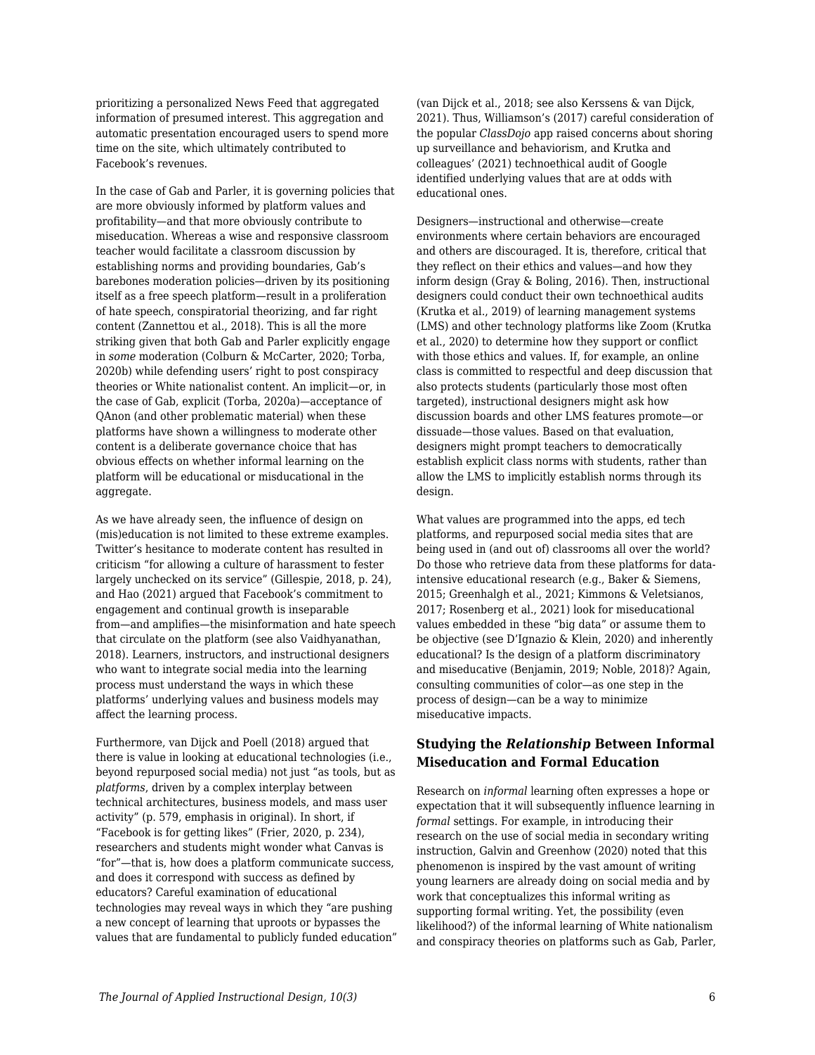prioritizing a personalized News Feed that aggregated information of presumed interest. This aggregation and automatic presentation encouraged users to spend more time on the site, which ultimately contributed to Facebook's revenues.

In the case of Gab and Parler, it is governing policies that are more obviously informed by platform values and profitability—and that more obviously contribute to miseducation. Whereas a wise and responsive classroom teacher would facilitate a classroom discussion by establishing norms and providing boundaries, Gab's barebones moderation policies—driven by its positioning itself as a free speech platform—result in a proliferation of hate speech, conspiratorial theorizing, and far right content (Zannettou et al., 2018). This is all the more striking given that both Gab and Parler explicitly engage in *some* moderation (Colburn & McCarter, 2020; Torba, 2020b) while defending users' right to post conspiracy theories or White nationalist content. An implicit—or, in the case of Gab, explicit (Torba, 2020a)—acceptance of QAnon (and other problematic material) when these platforms have shown a willingness to moderate other content is a deliberate governance choice that has obvious effects on whether informal learning on the platform will be educational or miseducational in the aggregate.

As we have already seen, the influence of design on (mis)education is not limited to these extreme examples. Twitter's hesitance to moderate content has resulted in criticism "for allowing a culture of harassment to fester largely unchecked on its service" (Gillespie, 2018, p. 24), and Hao (2021) argued that Facebook's commitment to engagement and continual growth is inseparable from—and amplifies—the misinformation and hate speech that circulate on the platform (see also Vaidhyanathan, 2018). Learners, instructors, and instructional designers who want to integrate social media into the learning process must understand the ways in which these platforms' underlying values and business models may affect the learning process.

Furthermore, van Dijck and Poell (2018) argued that there is value in looking at educational technologies (i.e., beyond repurposed social media) not just "as tools, but as *platforms*, driven by a complex interplay between technical architectures, business models, and mass user activity" (p. 579, emphasis in original). In short, if "Facebook is for getting likes" (Frier, 2020, p. 234), researchers and students might wonder what Canvas is "for"—that is, how does a platform communicate success, and does it correspond with success as defined by educators? Careful examination of educational technologies may reveal ways in which they "are pushing a new concept of learning that uproots or bypasses the values that are fundamental to publicly funded education" (van Dijck et al., 2018; see also Kerssens & van Dijck, 2021). Thus, Williamson's (2017) careful consideration of the popular *ClassDojo* app raised concerns about shoring up surveillance and behaviorism, and Krutka and colleagues' (2021) technoethical audit of Google identified underlying values that are at odds with educational ones.

Designers—instructional and otherwise—create environments where certain behaviors are encouraged and others are discouraged. It is, therefore, critical that they reflect on their ethics and values—and how they inform design (Gray & Boling, 2016). Then, instructional designers could conduct their own technoethical audits (Krutka et al., 2019) of learning management systems (LMS) and other technology platforms like Zoom (Krutka et al., 2020) to determine how they support or conflict with those ethics and values. If, for example, an online class is committed to respectful and deep discussion that also protects students (particularly those most often targeted), instructional designers might ask how discussion boards and other LMS features promote—or dissuade—those values. Based on that evaluation, designers might prompt teachers to democratically establish explicit class norms with students, rather than allow the LMS to implicitly establish norms through its design.

What values are programmed into the apps, ed tech platforms, and repurposed social media sites that are being used in (and out of) classrooms all over the world? Do those who retrieve data from these platforms for data-intensive educational research (e.g., Baker & Siemens, 2015; Greenhalgh et al., 2021; Kimmons & Veletsianos, 2017; Rosenberg et al., 2021) look for miseducational values embedded in these "big data" or assume them to be objective (see D'Ignazio & Klein, 2020) and inherently educational? Is the design of a platform discriminatory and miseducative (Benjamin, 2019; Noble, 2018)? Again, consulting communities of color—as one step in the process of design—can be a way to minimize miseducative impacts.

### Studying the *Relationship* Between Informal Miseducation and Formal Education

Research on *informal* learning often expresses a hope or expectation that it will subsequently influence learning in *formal* settings. For example, in introducing their research on the use of social media in secondary writing instruction, Galvin and Greenhow (2020) noted that this phenomenon is inspired by the vast amount of writing young learners are already doing on social media and by work that conceptualizes this informal writing as supporting formal writing. Yet, the possibility (even likelihood?) of the informal learning of White nationalism and conspiracy theories on platforms such as Gab, Parler,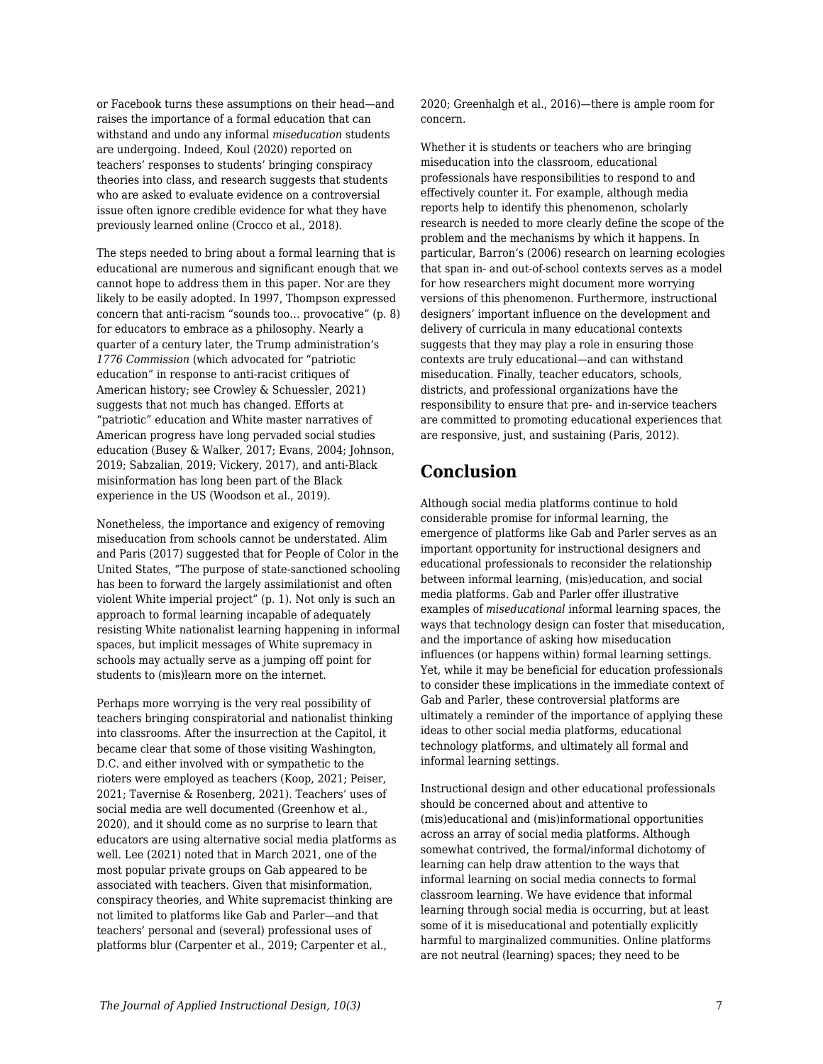or Facebook turns these assumptions on their head—and raises the importance of a formal education that can withstand and undo any informal *miseducation* students are undergoing. Indeed, Koul (2020) reported on teachers' responses to students' bringing conspiracy theories into class, and research suggests that students who are asked to evaluate evidence on a controversial issue often ignore credible evidence for what they have previously learned online (Crocco et al., 2018).

The steps needed to bring about a formal learning that is educational are numerous and significant enough that we cannot hope to address them in this paper. Nor are they likely to be easily adopted. In 1997, Thompson expressed concern that anti-racism "sounds too… provocative" (p. 8) for educators to embrace as a philosophy. Nearly a quarter of a century later, the Trump administration's *1776 Commission* (which advocated for "patriotic education" in response to anti-racist critiques of American history; see Crowley & Schuessler, 2021) suggests that not much has changed. Efforts at "patriotic" education and White master narratives of American progress have long pervaded social studies education (Busey & Walker, 2017; Evans, 2004; Johnson, 2019; Sabzalian, 2019; Vickery, 2017), and anti-Black misinformation has long been part of the Black experience in the US (Woodson et al., 2019).

Nonetheless, the importance and exigency of removing miseducation from schools cannot be understated. Alim and Paris (2017) suggested that for People of Color in the United States, "The purpose of state-sanctioned schooling has been to forward the largely assimilationist and often violent White imperial project" (p. 1). Not only is such an approach to formal learning incapable of adequately resisting White nationalist learning happening in informal spaces, but implicit messages of White supremacy in schools may actually serve as a jumping off point for students to (mis)learn more on the internet.

Perhaps more worrying is the very real possibility of teachers bringing conspiratorial and nationalist thinking into classrooms. After the insurrection at the Capitol, it became clear that some of those visiting Washington, D.C. and either involved with or sympathetic to the rioters were employed as teachers (Koop, 2021; Peiser, 2021; Tavernise & Rosenberg, 2021). Teachers' uses of social media are well documented (Greenhow et al., 2020), and it should come as no surprise to learn that educators are using alternative social media platforms as well. Lee (2021) noted that in March 2021, one of the most popular private groups on Gab appeared to be associated with teachers. Given that misinformation, conspiracy theories, and White supremacist thinking are not limited to platforms like Gab and Parler—and that teachers' personal and (several) professional uses of platforms blur (Carpenter et al., 2019; Carpenter et al., 2020; Greenhalgh et al., 2016)—there is ample room for concern.

Whether it is students or teachers who are bringing miseducation into the classroom, educational professionals have responsibilities to respond to and effectively counter it. For example, although media reports help to identify this phenomenon, scholarly research is needed to more clearly define the scope of the problem and the mechanisms by which it happens. In particular, Barron's (2006) research on learning ecologies that span in- and out-of-school contexts serves as a model for how researchers might document more worrying versions of this phenomenon. Furthermore, instructional designers' important influence on the development and delivery of curricula in many educational contexts suggests that they may play a role in ensuring those contexts are truly educational—and can withstand miseducation. Finally, teacher educators, schools, districts, and professional organizations have the responsibility to ensure that pre- and in-service teachers are committed to promoting educational experiences that are responsive, just, and sustaining (Paris, 2012).

## Conclusion

Although social media platforms continue to hold considerable promise for informal learning, the emergence of platforms like Gab and Parler serves as an important opportunity for instructional designers and educational professionals to reconsider the relationship between informal learning, (mis)education, and social media platforms. Gab and Parler offer illustrative examples of *miseducational* informal learning spaces, the ways that technology design can foster that miseducation, and the importance of asking how miseducation influences (or happens within) formal learning settings. Yet, while it may be beneficial for education professionals to consider these implications in the immediate context of Gab and Parler, these controversial platforms are ultimately a reminder of the importance of applying these ideas to other social media platforms, educational technology platforms, and ultimately all formal and informal learning settings.

Instructional design and other educational professionals should be concerned about and attentive to (mis)educational and (mis)informational opportunities across an array of social media platforms. Although somewhat contrived, the formal/informal dichotomy of learning can help draw attention to the ways that informal learning on social media connects to formal classroom learning. We have evidence that informal learning through social media is occurring, but at least some of it is miseducational and potentially explicitly harmful to marginalized communities. Online platforms are not neutral (learning) spaces; they need to be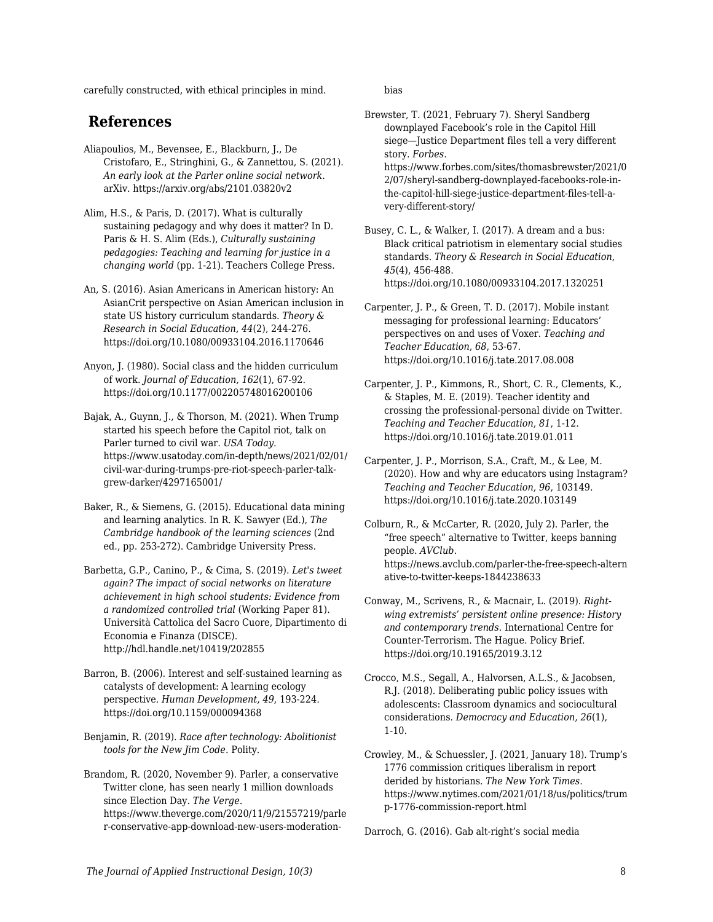carefully constructed, with ethical principles in mind.

## References

Aliapoulios, M., Bevensee, E., Blackburn, J., De Cristofaro, E., Stringhini, G., & Zannettou, S. (2021). *An early look at the Parler online social network*. arXiv. https://arxiv.org/abs/2101.03820v2

Alim, H.S., & Paris, D. (2017). What is culturally sustaining pedagogy and why does it matter? In D. Paris & H. S. Alim (Eds.), *Culturally sustaining pedagogies: Teaching and learning for justice in a changing world* (pp. 1-21). Teachers College Press.

An, S. (2016). Asian Americans in American history: An AsianCrit perspective on Asian American inclusion in state US history curriculum standards. *Theory & Research in Social Education, 44*(2), 244-276. https://doi.org/10.1080/00933104.2016.1170646

Anyon, J. (1980). Social class and the hidden curriculum of work. *Journal of Education, 162*(1), 67-92. https://doi.org/10.1177/002205748016200106

Bajak, A., Guynn, J., & Thorson, M. (2021). When Trump started his speech before the Capitol riot, talk on Parler turned to civil war. *USA Today*. https://www.usatoday.com/in-depth/news/2021/02/01/civil-war-during-trumps-pre-riot-speech-parler-talk-grew-darker/4297165001/

Baker, R., & Siemens, G. (2015). Educational data mining and learning analytics. In R. K. Sawyer (Ed.), *The Cambridge handbook of the learning sciences* (2nd ed., pp. 253-272). Cambridge University Press.

Barbetta, G.P., Canino, P., & Cima, S. (2019). *Let's tweet again? The impact of social networks on literature achievement in high school students: Evidence from a randomized controlled trial* (Working Paper 81). Università Cattolica del Sacro Cuore, Dipartimento di Economia e Finanza (DISCE). http://hdl.handle.net/10419/202855

Barron, B. (2006). Interest and self-sustained learning as catalysts of development: A learning ecology perspective. *Human Development*, *49*, 193-224. https://doi.org/10.1159/000094368

Benjamin, R. (2019). *Race after technology: Abolitionist tools for the New Jim Code*. Polity.

Brandom, R. (2020, November 9). Parler, a conservative Twitter clone, has seen nearly 1 million downloads since Election Day. *The Verge*. https://www.theverge.com/2020/11/9/21557219/parler-conservative-app-download-new-users-moderation-bias

Brewster, T. (2021, February 7). Sheryl Sandberg downplayed Facebook's role in the Capitol Hill siege—Justice Department files tell a very different story. *Forbes*. https://www.forbes.com/sites/thomasbrewster/2021/02/07/sheryl-sandberg-downplayed-facebooks-role-in-the-capitol-hill-siege-justice-department-files-tell-a-very-different-story/

Busey, C. L., & Walker, I. (2017). A dream and a bus: Black critical patriotism in elementary social studies standards. *Theory & Research in Social Education, 45*(4), 456-488. https://doi.org/10.1080/00933104.2017.1320251

Carpenter, J. P., & Green, T. D. (2017). Mobile instant messaging for professional learning: Educators' perspectives on and uses of Voxer. *Teaching and Teacher Education*, *68*, 53-67. https://doi.org/10.1016/j.tate.2017.08.008

Carpenter, J. P., Kimmons, R., Short, C. R., Clements, K., & Staples, M. E. (2019). Teacher identity and crossing the professional-personal divide on Twitter. *Teaching and Teacher Education*, *81*, 1-12. https://doi.org/10.1016/j.tate.2019.01.011

Carpenter, J. P., Morrison, S.A., Craft, M., & Lee, M. (2020). How and why are educators using Instagram? *Teaching and Teacher Education*, *96*, 103149. https://doi.org/10.1016/j.tate.2020.103149

Colburn, R., & McCarter, R. (2020, July 2). Parler, the "free speech" alternative to Twitter, keeps banning people. *AVClub*. https://news.avclub.com/parler-the-free-speech-alternative-to-twitter-keeps-1844238633

Conway, M., Scrivens, R., & Macnair, L. (2019). *Right-wing extremists' persistent online presence: History and contemporary trends*. International Centre for Counter-Terrorism. The Hague. Policy Brief. https://doi.org/10.19165/2019.3.12

Crocco, M.S., Segall, A., Halvorsen, A.L.S., & Jacobsen, R.J. (2018). Deliberating public policy issues with adolescents: Classroom dynamics and sociocultural considerations. *Democracy and Education*, *26*(1), 1-10.

Crowley, M., & Schuessler, J. (2021, January 18). Trump's 1776 commission critiques liberalism in report derided by historians. *The New York Times*. https://www.nytimes.com/2021/01/18/us/politics/trump-1776-commission-report.html

Darroch, G. (2016). Gab alt-right's social media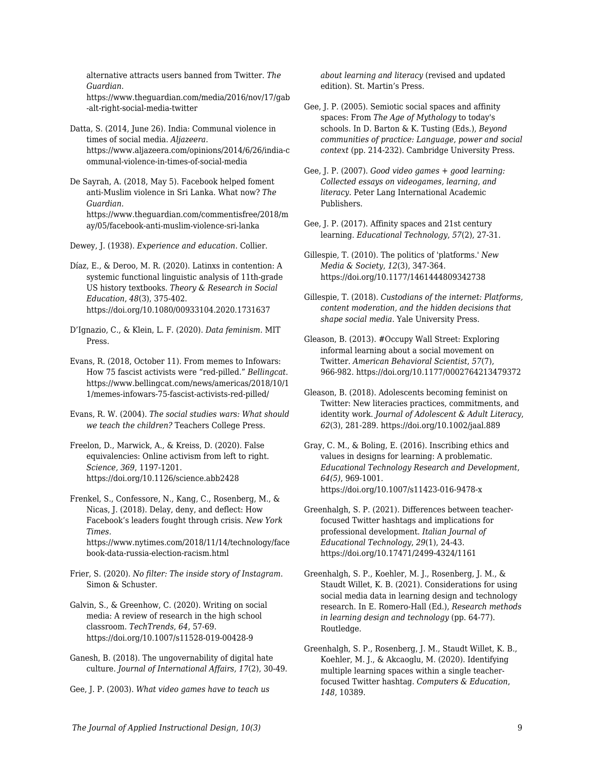alternative attracts users banned from Twitter. *The Guardian*. https://www.theguardian.com/media/2016/nov/17/gab-alt-right-social-media-twitter

Datta, S. (2014, June 26). India: Communal violence in times of social media. *Aljazeera*. https://www.aljazeera.com/opinions/2014/6/26/india-communal-violence-in-times-of-social-media

De Sayrah, A. (2018, May 5). Facebook helped foment anti-Muslim violence in Sri Lanka. What now? *The Guardian.* https://www.theguardian.com/commentisfree/2018/may/05/facebook-anti-muslim-violence-sri-lanka

Dewey, J. (1938). *Experience and education*. Collier.

Díaz, E., & Deroo, M. R. (2020). Latinxs in contention: A systemic functional linguistic analysis of 11th-grade US history textbooks. *Theory & Research in Social Education*, *48*(3), 375-402. https://doi.org/10.1080/00933104.2020.1731637

D'Ignazio, C., & Klein, L. F. (2020). *Data feminism*. MIT Press.

Evans, R. (2018, October 11). From memes to Infowars: How 75 fascist activists were "red-pilled." *Bellingcat.* https://www.bellingcat.com/news/americas/2018/10/11/memes-infowars-75-fascist-activists-red-pilled/

Evans, R. W. (2004). *The social studies wars: What should we teach the children?* Teachers College Press.

Freelon, D., Marwick, A., & Kreiss, D. (2020). False equivalencies: Online activism from left to right. *Science, 369*, 1197-1201. https://doi.org/10.1126/science.abb2428

Frenkel, S., Confessore, N., Kang, C., Rosenberg, M., & Nicas, J. (2018). Delay, deny, and deflect: How Facebook's leaders fought through crisis. *New York Times.* https://www.nytimes.com/2018/11/14/technology/facebook-data-russia-election-racism.html

Frier, S. (2020). *No filter: The inside story of Instagram*. Simon & Schuster.

Galvin, S., & Greenhow, C. (2020). Writing on social media: A review of research in the high school classroom. *TechTrends*, *64*, 57-69. https://doi.org/10.1007/s11528-019-00428-9

Ganesh, B. (2018). The ungovernability of digital hate culture. *Journal of International Affairs, 17*(2), 30-49.

Gee, J. P. (2003). *What video games have to teach us about learning and literacy* (revised and updated edition). St. Martin's Press.

Gee, J. P. (2005). Semiotic social spaces and affinity spaces: From *The Age of Mythology* to today's schools. In D. Barton & K. Tusting (Eds.), *Beyond communities of practice: Language, power and social context* (pp. 214-232). Cambridge University Press.

Gee, J. P. (2007). *Good video games + good learning: Collected essays on videogames, learning, and literacy*. Peter Lang International Academic Publishers.

Gee, J. P. (2017). Affinity spaces and 21st century learning. *Educational Technology*, *57*(2), 27-31.

Gillespie, T. (2010). The politics of 'platforms.' *New Media & Society*, *12*(3), 347-364. https://doi.org/10.1177/1461444809342738

Gillespie, T. (2018). *Custodians of the internet: Platforms, content moderation, and the hidden decisions that shape social media*. Yale University Press.

Gleason, B. (2013). #Occupy Wall Street: Exploring informal learning about a social movement on Twitter. *American Behavioral Scientist*, *57*(7), 966-982. https://doi.org/10.1177/0002764213479372

Gleason, B. (2018). Adolescents becoming feminist on Twitter: New literacies practices, commitments, and identity work. *Journal of Adolescent & Adult Literacy*, *62*(3), 281-289. https://doi.org/10.1002/jaal.889

Gray, C. M., & Boling, E. (2016). Inscribing ethics and values in designs for learning: A problematic. *Educational Technology Research and Development*, *64(5)*, 969-1001. https://doi.org/10.1007/s11423-016-9478-x

Greenhalgh, S. P. (2021). Differences between teacher-focused Twitter hashtags and implications for professional development. *Italian Journal of Educational Technology*, *29*(1), 24-43. https://doi.org/10.17471/2499-4324/1161

Greenhalgh, S. P., Koehler, M. J., Rosenberg, J. M., & Staudt Willet, K. B. (2021). Considerations for using social media data in learning design and technology research. In E. Romero-Hall (Ed.), *Research methods in learning design and technology* (pp. 64-77). Routledge.

Greenhalgh, S. P., Rosenberg, J. M., Staudt Willet, K. B., Koehler, M. J., & Akcaoglu, M. (2020). Identifying multiple learning spaces within a single teacher-focused Twitter hashtag. *Computers & Education*, *148*, 10389.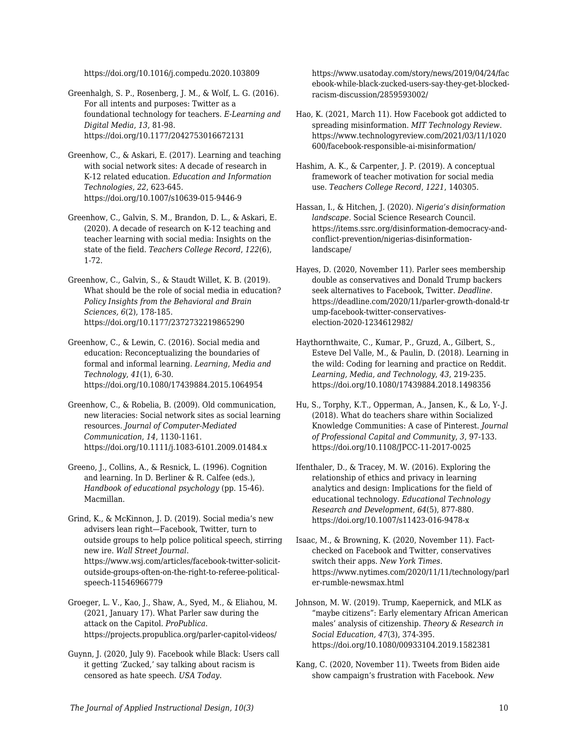https://doi.org/10.1016/j.compedu.2020.103809

Greenhalgh, S. P., Rosenberg, J. M., & Wolf, L. G. (2016). For all intents and purposes: Twitter as a foundational technology for teachers. *E-Learning and Digital Media*, *13*, 81-98. https://doi.org/10.1177/2042753016672131

Greenhow, C., & Askari, E. (2017). Learning and teaching with social network sites: A decade of research in K-12 related education. *Education and Information Technologies*, *22*, 623-645. https://doi.org/10.1007/s10639-015-9446-9

Greenhow, C., Galvin, S. M., Brandon, D. L., & Askari, E. (2020). A decade of research on K-12 teaching and teacher learning with social media: Insights on the state of the field. *Teachers College Record*, *122*(6), 1-72.

Greenhow, C., Galvin, S., & Staudt Willet, K. B. (2019). What should be the role of social media in education? *Policy Insights from the Behavioral and Brain Sciences*, *6*(2), 178-185. https://doi.org/10.1177/2372732219865290

Greenhow, C., & Lewin, C. (2016). Social media and education: Reconceptualizing the boundaries of formal and informal learning. *Learning, Media and Technology*, *41*(1), 6-30. https://doi.org/10.1080/17439884.2015.1064954

Greenhow, C., & Robelia, B. (2009). Old communication, new literacies: Social network sites as social learning resources. *Journal of Computer-Mediated Communication*, *14*, 1130-1161. https://doi.org/10.1111/j.1083-6101.2009.01484.x

Greeno, J., Collins, A., & Resnick, L. (1996). Cognition and learning. In D. Berliner & R. Calfee (eds.), *Handbook of educational psychology* (pp. 15-46). Macmillan.

Grind, K., & McKinnon, J. D. (2019). Social media's new advisers lean right—Facebook, Twitter, turn to outside groups to help police political speech, stirring new ire. *Wall Street Journal*. https://www.wsj.com/articles/facebook-twitter-solicit-outside-groups-often-on-the-right-to-referee-political-speech-11546966779

Groeger, L. V., Kao, J., Shaw, A., Syed, M., & Eliahou, M. (2021, January 17). What Parler saw during the attack on the Capitol. *ProPublica*. https://projects.propublica.org/parler-capitol-videos/

Guynn, J. (2020, July 9). Facebook while Black: Users call it getting 'Zucked,' say talking about racism is censored as hate speech. *USA Today*. https://www.usatoday.com/story/news/2019/04/24/facebook-while-black-zucked-users-say-they-get-blocked-racism-discussion/2859593002/

Hao, K. (2021, March 11). How Facebook got addicted to spreading misinformation. *MIT Technology Review*. https://www.technologyreview.com/2021/03/11/1020600/facebook-responsible-ai-misinformation/

Hashim, A. K., & Carpenter, J. P. (2019). A conceptual framework of teacher motivation for social media use. *Teachers College Record*, *1221*, 140305.

Hassan, I., & Hitchen, J. (2020). *Nigeria's disinformation landscape*. Social Science Research Council. https://items.ssrc.org/disinformation-democracy-and-conflict-prevention/nigerias-disinformation-landscape/

Hayes, D. (2020, November 11). Parler sees membership double as conservatives and Donald Trump backers seek alternatives to Facebook, Twitter. *Deadline*. https://deadline.com/2020/11/parler-growth-donald-trump-facebook-twitter-conservatives-election-2020-1234612982/

Haythornthwaite, C., Kumar, P., Gruzd, A., Gilbert, S., Esteve Del Valle, M., & Paulin, D. (2018). Learning in the wild: Coding for learning and practice on Reddit. *Learning, Media, and Technology*, *43*, 219-235. https://doi.org/10.1080/17439884.2018.1498356

Hu, S., Torphy, K.T., Opperman, A., Jansen, K., & Lo, Y.-J. (2018). What do teachers share within Socialized Knowledge Communities: A case of Pinterest. *Journal of Professional Capital and Community*, *3*, 97-133. https://doi.org/10.1108/JPCC-11-2017-0025

Ifenthaler, D., & Tracey, M. W. (2016). Exploring the relationship of ethics and privacy in learning analytics and design: Implications for the field of educational technology. *Educational Technology Research and Development*, *64*(5), 877-880. https://doi.org/10.1007/s11423-016-9478-x

Isaac, M., & Browning, K. (2020, November 11). Fact-checked on Facebook and Twitter, conservatives switch their apps. *New York Times*. https://www.nytimes.com/2020/11/11/technology/parler-rumble-newsmax.html

Johnson, M. W. (2019). Trump, Kaepernick, and MLK as "maybe citizens": Early elementary African American males' analysis of citizenship. *Theory & Research in Social Education, 47*(3), 374-395. https://doi.org/10.1080/00933104.2019.1582381

Kang, C. (2020, November 11). Tweets from Biden aide show campaign's frustration with Facebook. *New*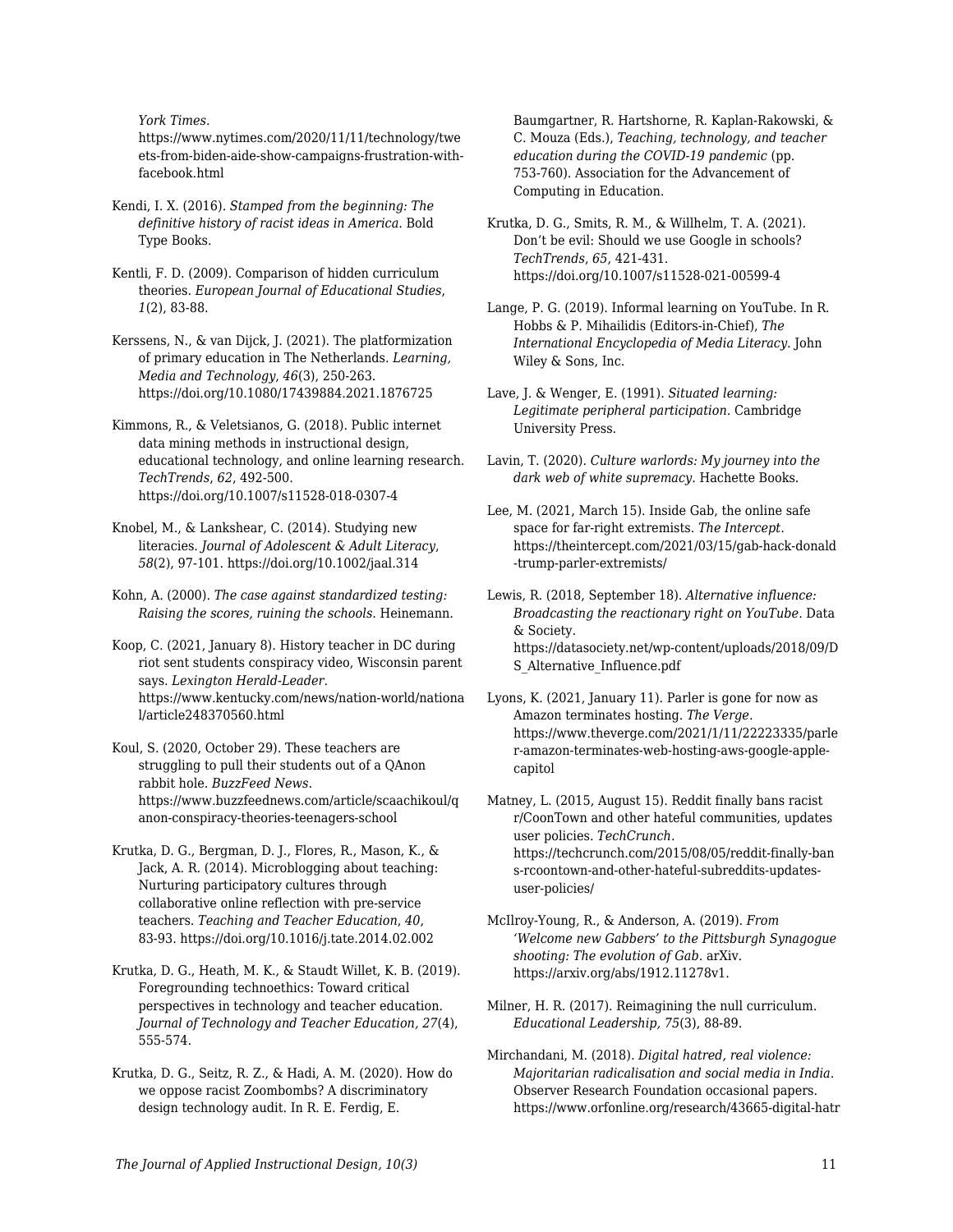*York Times*. https://www.nytimes.com/2020/11/11/technology/tweets-from-biden-aide-show-campaigns-frustration-with-facebook.html

Kendi, I. X. (2016). *Stamped from the beginning: The definitive history of racist ideas in America*. Bold Type Books.

Kentli, F. D. (2009). Comparison of hidden curriculum theories. *European Journal of Educational Studies, 1*(2), 83-88.

Kerssens, N., & van Dijck, J. (2021). The platformization of primary education in The Netherlands. *Learning, Media and Technology, 46*(3), 250-263. https://doi.org/10.1080/17439884.2021.1876725

Kimmons, R., & Veletsianos, G. (2018). Public internet data mining methods in instructional design, educational technology, and online learning research. *TechTrends*, *62*, 492-500. https://doi.org/10.1007/s11528-018-0307-4

Knobel, M., & Lankshear, C. (2014). Studying new literacies. *Journal of Adolescent & Adult Literacy*, *58*(2), 97-101. https://doi.org/10.1002/jaal.314

Kohn, A. (2000). *The case against standardized testing: Raising the scores, ruining the schools*. Heinemann.

Koop, C. (2021, January 8). History teacher in DC during riot sent students conspiracy video, Wisconsin parent says. *Lexington Herald-Leader*. https://www.kentucky.com/news/nation-world/national/article248370560.html

Koul, S. (2020, October 29). These teachers are struggling to pull their students out of a QAnon rabbit hole. *BuzzFeed News*. https://www.buzzfeednews.com/article/scaachikoul/qanon-conspiracy-theories-teenagers-school

Krutka, D. G., Bergman, D. J., Flores, R., Mason, K., & Jack, A. R. (2014). Microblogging about teaching: Nurturing participatory cultures through collaborative online reflection with pre-service teachers. *Teaching and Teacher Education*, *40*, 83-93. https://doi.org/10.1016/j.tate.2014.02.002

Krutka, D. G., Heath, M. K., & Staudt Willet, K. B. (2019). Foregrounding technoethics: Toward critical perspectives in technology and teacher education. *Journal of Technology and Teacher Education, 27*(4), 555-574.

Krutka, D. G., Seitz, R. Z., & Hadi, A. M. (2020). How do we oppose racist Zoombombs? A discriminatory design technology audit. In R. E. Ferdig, E. Baumgartner, R. Hartshorne, R. Kaplan-Rakowski, & C. Mouza (Eds.), *Teaching, technology, and teacher education during the COVID-19 pandemic* (pp. 753-760). Association for the Advancement of Computing in Education.

Krutka, D. G., Smits, R. M., & Willhelm, T. A. (2021). Don't be evil: Should we use Google in schools? *TechTrends, 65*, 421-431. https://doi.org/10.1007/s11528-021-00599-4

Lange, P. G. (2019). Informal learning on YouTube. In R. Hobbs & P. Mihailidis (Editors-in-Chief), *The International Encyclopedia of Media Literacy*. John Wiley & Sons, Inc.

Lave, J. & Wenger, E. (1991). *Situated learning: Legitimate peripheral participation*. Cambridge University Press.

Lavin, T. (2020). *Culture warlords: My journey into the dark web of white supremacy.* Hachette Books.

Lee, M. (2021, March 15). Inside Gab, the online safe space for far-right extremists. *The Intercept*. https://theintercept.com/2021/03/15/gab-hack-donald-trump-parler-extremists/

Lewis, R. (2018, September 18). *Alternative influence: Broadcasting the reactionary right on YouTube*. Data & Society. https://datasociety.net/wp-content/uploads/2018/09/DS_Alternative_Influence.pdf

Lyons, K. (2021, January 11). Parler is gone for now as Amazon terminates hosting. *The Verge*. https://www.theverge.com/2021/1/11/22223335/parler-amazon-terminates-web-hosting-aws-google-apple-capitol

Matney, L. (2015, August 15). Reddit finally bans racist r/CoonTown and other hateful communities, updates user policies. *TechCrunch*. https://techcrunch.com/2015/08/05/reddit-finally-bans-rcoontown-and-other-hateful-subreddits-updates-user-policies/

McIlroy-Young, R., & Anderson, A. (2019). *From 'Welcome new Gabbers' to the Pittsburgh Synagogue shooting: The evolution of Gab*. arXiv. https://arxiv.org/abs/1912.11278v1.

Milner, H. R. (2017). Reimagining the null curriculum. *Educational Leadership, 75*(3), 88-89.

Mirchandani, M. (2018). *Digital hatred, real violence: Majoritarian radicalisation and social media in India*. Observer Research Foundation occasional papers. https://www.orfonline.org/research/43665-digital-hatr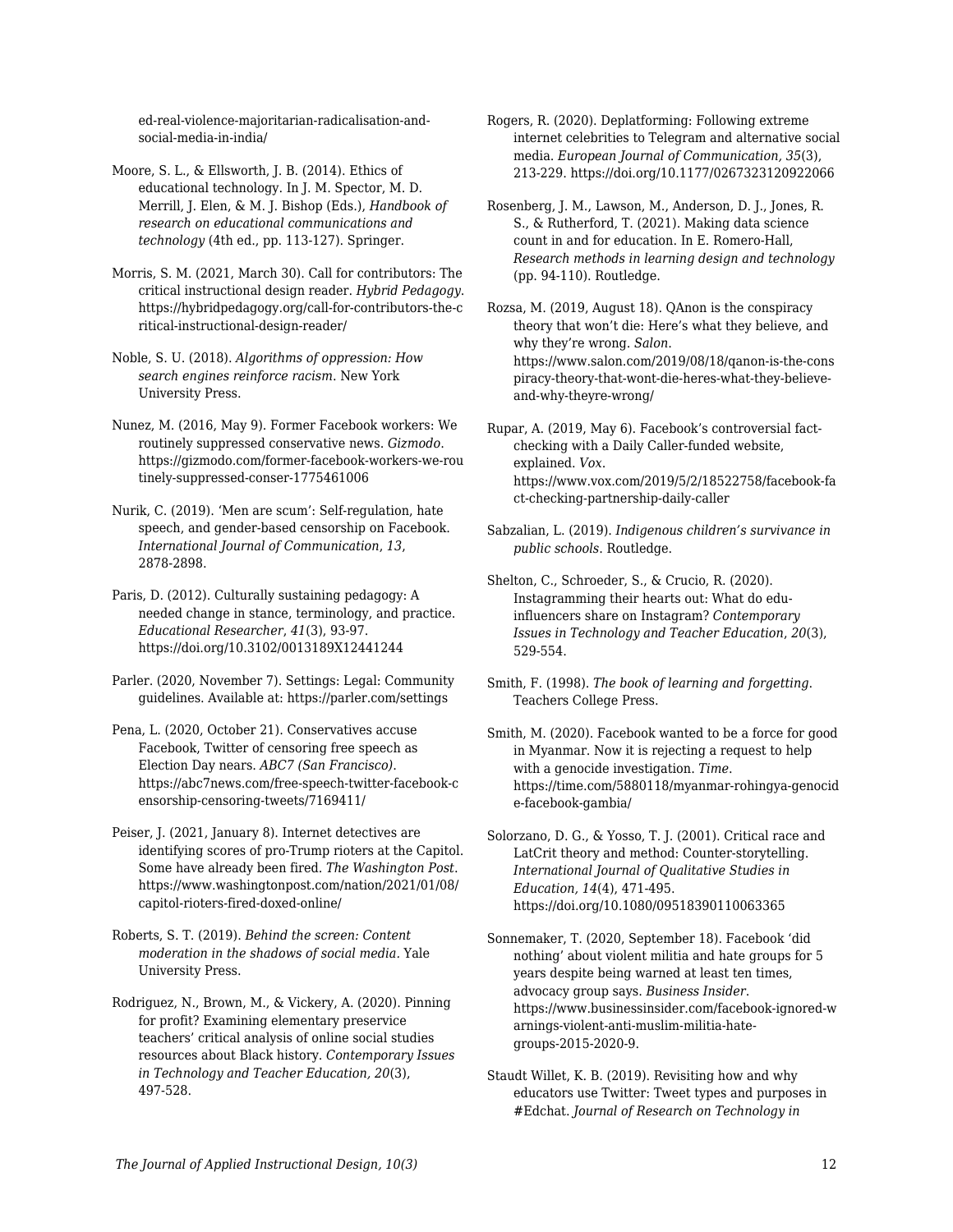ed-real-violence-majoritarian-radicalisation-and-social-media-in-india/

Moore, S. L., & Ellsworth, J. B. (2014). Ethics of educational technology. In J. M. Spector, M. D. Merrill, J. Elen, & M. J. Bishop (Eds.), *Handbook of research on educational communications and technology* (4th ed., pp. 113-127). Springer.

Morris, S. M. (2021, March 30). Call for contributors: The critical instructional design reader. *Hybrid Pedagogy*. https://hybridpedagogy.org/call-for-contributors-the-critical-instructional-design-reader/

Noble, S. U. (2018). *Algorithms of oppression: How search engines reinforce racism*. New York University Press.

Nunez, M. (2016, May 9). Former Facebook workers: We routinely suppressed conservative news. *Gizmodo*. https://gizmodo.com/former-facebook-workers-we-routinely-suppressed-conser-1775461006

Nurik, C. (2019). 'Men are scum': Self-regulation, hate speech, and gender-based censorship on Facebook. *International Journal of Communication*, *13*, 2878-2898.

Paris, D. (2012). Culturally sustaining pedagogy: A needed change in stance, terminology, and practice. *Educational Researcher*, *41*(3), 93-97. https://doi.org/10.3102/0013189X12441244

Parler. (2020, November 7). Settings: Legal: Community guidelines. Available at: https://parler.com/settings

Pena, L. (2020, October 21). Conservatives accuse Facebook, Twitter of censoring free speech as Election Day nears. *ABC7 (San Francisco)*. https://abc7news.com/free-speech-twitter-facebook-censorship-censoring-tweets/7169411/

Peiser, J. (2021, January 8). Internet detectives are identifying scores of pro-Trump rioters at the Capitol. Some have already been fired. *The Washington Post*. https://www.washingtonpost.com/nation/2021/01/08/capitol-rioters-fired-doxed-online/

Roberts, S. T. (2019). *Behind the screen: Content moderation in the shadows of social media.* Yale University Press.

Rodriguez, N., Brown, M., & Vickery, A. (2020). Pinning for profit? Examining elementary preservice teachers' critical analysis of online social studies resources about Black history. *Contemporary Issues in Technology and Teacher Education, 20*(3), 497-528.

Rogers, R. (2020). Deplatforming: Following extreme internet celebrities to Telegram and alternative social media. *European Journal of Communication, 35*(3), 213-229. https://doi.org/10.1177/0267323120922066

Rosenberg, J. M., Lawson, M., Anderson, D. J., Jones, R. S., & Rutherford, T. (2021). Making data science count in and for education. In E. Romero-Hall, *Research methods in learning design and technology* (pp. 94-110). Routledge.

Rozsa, M. (2019, August 18). QAnon is the conspiracy theory that won't die: Here's what they believe, and why they're wrong. *Salon*. https://www.salon.com/2019/08/18/qanon-is-the-conspiracy-theory-that-wont-die-heres-what-they-believe-and-why-theyre-wrong/

Rupar, A. (2019, May 6). Facebook's controversial fact-checking with a Daily Caller-funded website, explained. *Vox*. https://www.vox.com/2019/5/2/18522758/facebook-fact-checking-partnership-daily-caller

Sabzalian, L. (2019). *Indigenous children's survivance in public schools*. Routledge.

Shelton, C., Schroeder, S., & Crucio, R. (2020). Instagramming their hearts out: What do edu-influencers share on Instagram? *Contemporary Issues in Technology and Teacher Education*, *20*(3), 529-554.

Smith, F. (1998). *The book of learning and forgetting*. Teachers College Press.

Smith, M. (2020). Facebook wanted to be a force for good in Myanmar. Now it is rejecting a request to help with a genocide investigation. *Time*. https://time.com/5880118/myanmar-rohingya-genocide-facebook-gambia/

Solorzano, D. G., & Yosso, T. J. (2001). Critical race and LatCrit theory and method: Counter-storytelling. *International Journal of Qualitative Studies in Education, 14*(4), 471-495. https://doi.org/10.1080/09518390110063365

Sonnemaker, T. (2020, September 18). Facebook 'did nothing' about violent militia and hate groups for 5 years despite being warned at least ten times, advocacy group says. *Business Insider*. https://www.businessinsider.com/facebook-ignored-warnings-violent-anti-muslim-militia-hate-groups-2015-2020-9.

Staudt Willet, K. B. (2019). Revisiting how and why educators use Twitter: Tweet types and purposes in #Edchat. *Journal of Research on Technology in*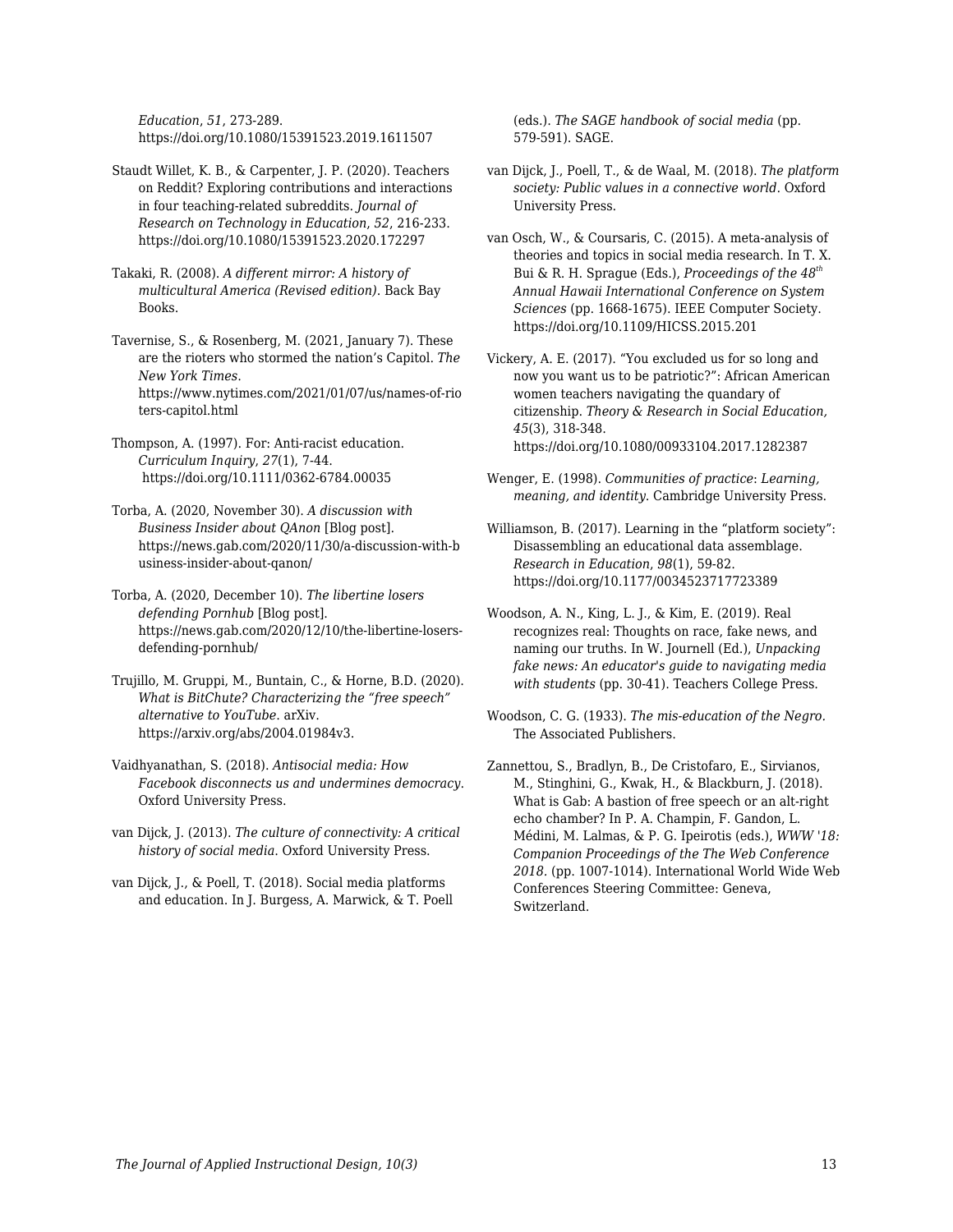*Education*, *51*, 273-289. https://doi.org/10.1080/15391523.2019.1611507

Staudt Willet, K. B., & Carpenter, J. P. (2020). Teachers on Reddit? Exploring contributions and interactions in four teaching-related subreddits. *Journal of Research on Technology in Education*, *52*, 216-233. https://doi.org/10.1080/15391523.2020.172297

Takaki, R. (2008). *A different mirror: A history of multicultural America (Revised edition)*. Back Bay Books.

Tavernise, S., & Rosenberg, M. (2021, January 7). These are the rioters who stormed the nation's Capitol. *The New York Times*. https://www.nytimes.com/2021/01/07/us/names-of-rioters-capitol.html

Thompson, A. (1997). For: Anti-racist education. *Curriculum Inquiry*, *27*(1), 7-44. https://doi.org/10.1111/0362-6784.00035

Torba, A. (2020, November 30). *A discussion with Business Insider about QAnon* [Blog post]. https://news.gab.com/2020/11/30/a-discussion-with-business-insider-about-qanon/

Torba, A. (2020, December 10). *The libertine losers defending Pornhub* [Blog post]. https://news.gab.com/2020/12/10/the-libertine-losers-defending-pornhub/

Trujillo, M. Gruppi, M., Buntain, C., & Horne, B.D. (2020). *What is BitChute? Characterizing the "free speech" alternative to YouTube*. arXiv. https://arxiv.org/abs/2004.01984v3.

Vaidhyanathan, S. (2018). *Antisocial media: How Facebook disconnects us and undermines democracy*. Oxford University Press.

van Dijck, J. (2013). *The culture of connectivity: A critical history of social media*. Oxford University Press.

van Dijck, J., & Poell, T. (2018). Social media platforms and education. In J. Burgess, A. Marwick, & T. Poell (eds.). *The SAGE handbook of social media* (pp. 579-591). SAGE.

van Dijck, J., Poell, T., & de Waal, M. (2018). *The platform society: Public values in a connective world*. Oxford University Press.

van Osch, W., & Coursaris, C. (2015). A meta-analysis of theories and topics in social media research. In T. X. Bui & R. H. Sprague (Eds.), *Proceedings of the 48th Annual Hawaii International Conference on System Sciences* (pp. 1668-1675). IEEE Computer Society. https://doi.org/10.1109/HICSS.2015.201

Vickery, A. E. (2017). "You excluded us for so long and now you want us to be patriotic?": African American women teachers navigating the quandary of citizenship. *Theory & Research in Social Education, 45*(3), 318-348. https://doi.org/10.1080/00933104.2017.1282387

Wenger, E. (1998). *Communities of practice*: *Learning, meaning, and identity*. Cambridge University Press.

Williamson, B. (2017). Learning in the "platform society": Disassembling an educational data assemblage. *Research in Education*, *98*(1), 59-82. https://doi.org/10.1177/0034523717723389

Woodson, A. N., King, L. J., & Kim, E. (2019). Real recognizes real: Thoughts on race, fake news, and naming our truths. In W. Journell (Ed.), *Unpacking fake news: An educator's guide to navigating media with students* (pp. 30-41). Teachers College Press.

Woodson, C. G. (1933). *The mis-education of the Negro.* The Associated Publishers.

Zannettou, S., Bradlyn, B., De Cristofaro, E., Sirvianos, M., Stinghini, G., Kwak, H., & Blackburn, J. (2018). What is Gab: A bastion of free speech or an alt-right echo chamber? In P. A. Champin, F. Gandon, L. Médini, M. Lalmas, & P. G. Ipeirotis (eds.), *WWW '18: Companion Proceedings of the The Web Conference 2018*. (pp. 1007-1014). International World Wide Web Conferences Steering Committee: Geneva, Switzerland.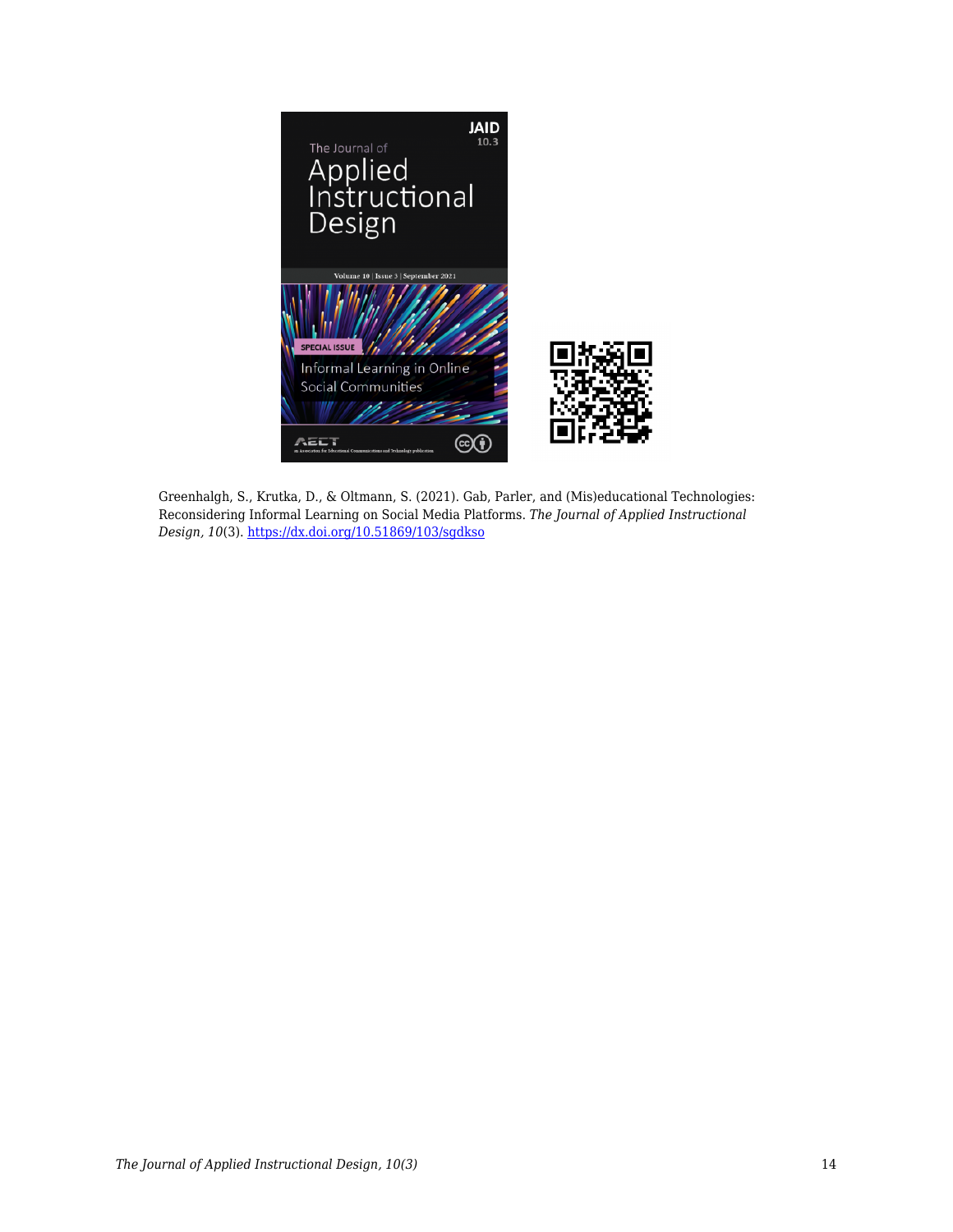Greenhalgh, S., Krutka, D., & Oltmann, S. (2021). Gab, Parler, and (Mis)educational Technologies: Reconsidering Informal Learning on Social Media Platforms. *The Journal of Applied Instructional Design, 10*(3). [https://dx.doi.org/10.51869/103/sgdkso](https://dx.doi.org/10.51869/103/sgdkso)